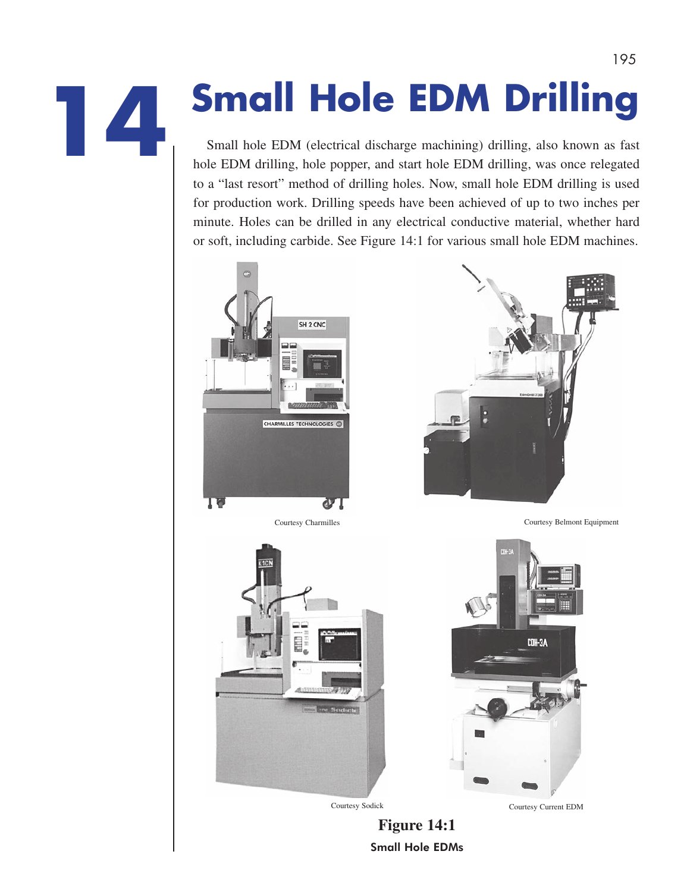# 14 Small Hole EDM Drilling

Small hole EDM (electrical discharge machining) drilling, also known as fast hole EDM drilling, hole popper, and start hole EDM drilling, was once relegated to a "last resort" method of drilling holes. Now, small hole EDM drilling is used for production work. Drilling speeds have been achieved of up to two inches per minute. Holes can be drilled in any electrical conductive material, whether hard or soft, including carbide. See Figure 14:1 for various small hole EDM machines.

Courtesy Charmilles

Courtesy Belmont Equipment

Courtesy Sodick

Courtesy Current EDM

**Figure 14:1**

**Small Hole EDMs**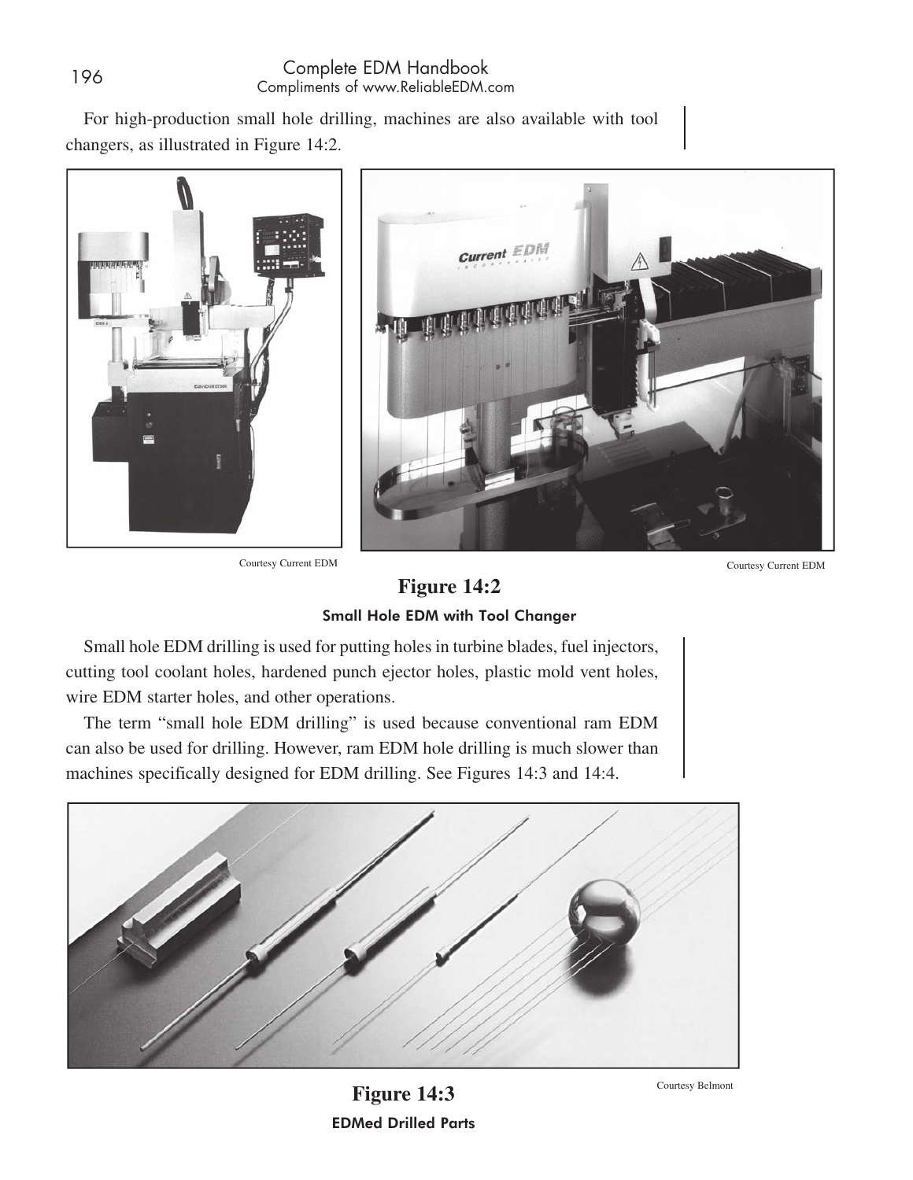For high-production small hole drilling, machines are also available with tool changers, as illustrated in Figure 14:2.

Courtesy Current EDM

Courtesy Current EDM

**Figure 14:2**

**Small Hole EDM with Tool Changer**

Small hole EDM drilling is used for putting holes in turbine blades, fuel injectors, cutting tool coolant holes, hardened punch ejector holes, plastic mold vent holes, wire EDM starter holes, and other operations.

The term "small hole EDM drilling" is used because conventional ram EDM can also be used for drilling. However, ram EDM hole drilling is much slower than machines specifically designed for EDM drilling. See Figures 14:3 and 14:4.

Courtesy Belmont

**Figure 14:3**

**EDMed Drilled Parts**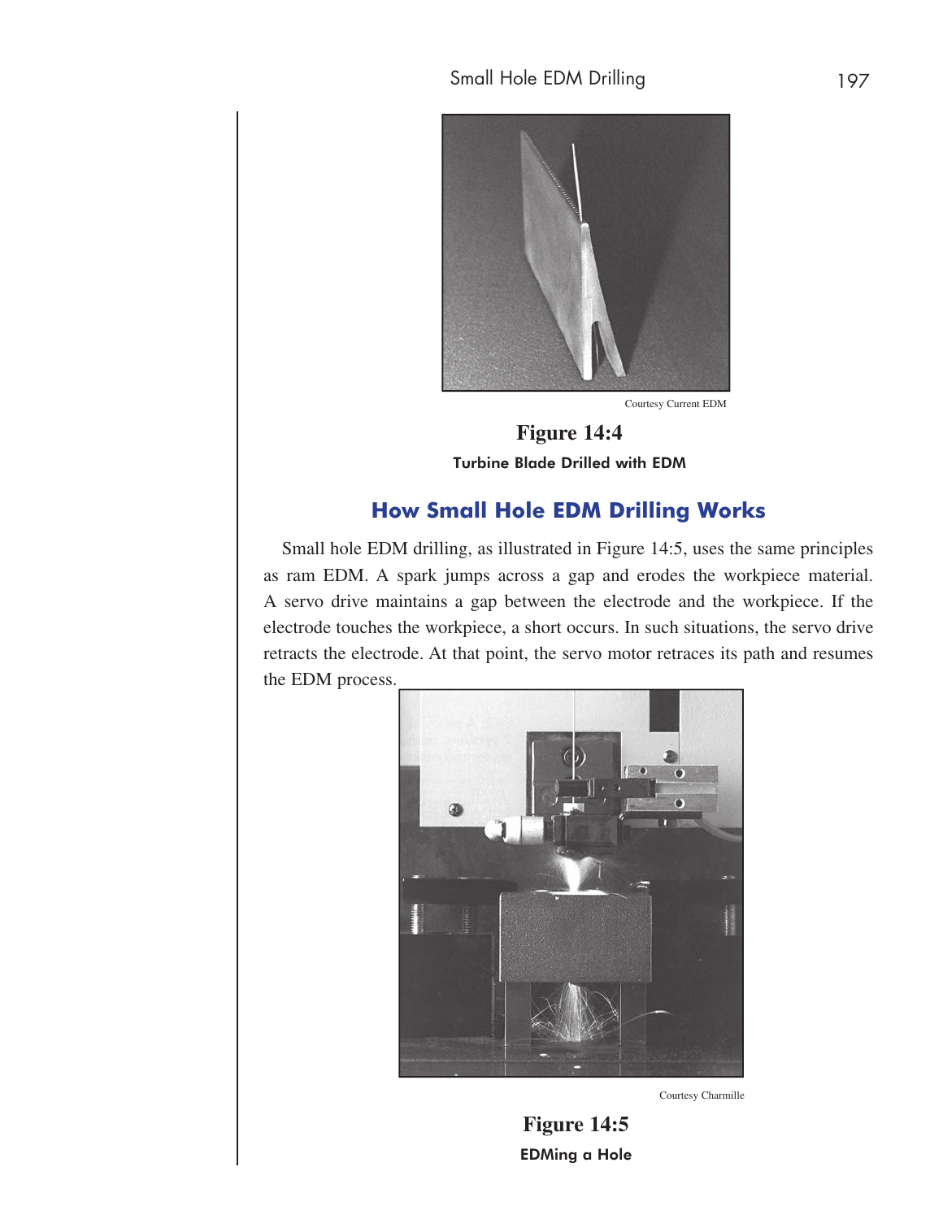Courtesy Current EDM

**Figure 14:4**

**Turbine Blade Drilled with EDM**

## How Small Hole EDM Drilling Works

Small hole EDM drilling, as illustrated in Figure 14:5, uses the same principles as ram EDM. A spark jumps across a gap and erodes the workpiece material. A servo drive maintains a gap between the electrode and the workpiece. If the electrode touches the workpiece, a short occurs. In such situations, the servo drive retracts the electrode. At that point, the servo motor retraces its path and resumes the EDM process.

Courtesy Charmille

**Figure 14:5**

**EDMing a Hole**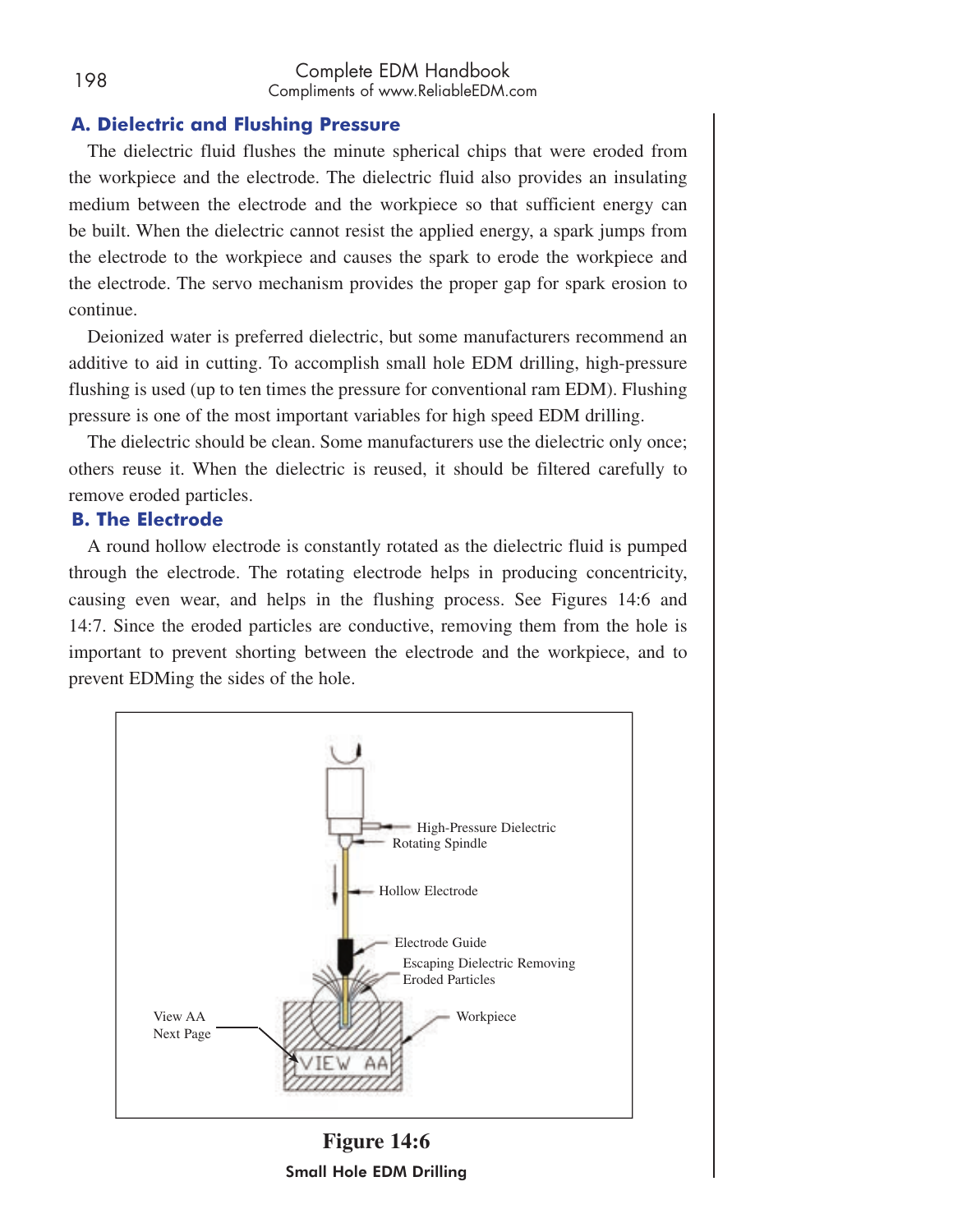## A. Dielectric and Flushing Pressure

The dielectric fluid flushes the minute spherical chips that were eroded from the workpiece and the electrode. The dielectric fluid also provides an insulating medium between the electrode and the workpiece so that sufficient energy can be built. When the dielectric cannot resist the applied energy, a spark jumps from the electrode to the workpiece and causes the spark to erode the workpiece and the electrode. The servo mechanism provides the proper gap for spark erosion to continue.

Deionized water is preferred dielectric, but some manufacturers recommend an additive to aid in cutting. To accomplish small hole EDM drilling, high-pressure flushing is used (up to ten times the pressure for conventional ram EDM). Flushing pressure is one of the most important variables for high speed EDM drilling.

The dielectric should be clean. Some manufacturers use the dielectric only once; others reuse it. When the dielectric is reused, it should be filtered carefully to remove eroded particles.

## B. The Electrode

A round hollow electrode is constantly rotated as the dielectric fluid is pumped through the electrode. The rotating electrode helps in producing concentricity, causing even wear, and helps in the flushing process. See Figures 14:6 and 14:7. Since the eroded particles are conductive, removing them from the hole is important to prevent shorting between the electrode and the workpiece, and to prevent EDMing the sides of the hole.

High-Pressure Dielectric
Rotating Spindle
Hollow Electrode
Electrode Guide
Escaping Dielectric Removing Eroded Particles
Workpiece
View AA Next Page
VIEW AA

**Figure 14:6**

**Small Hole EDM Drilling**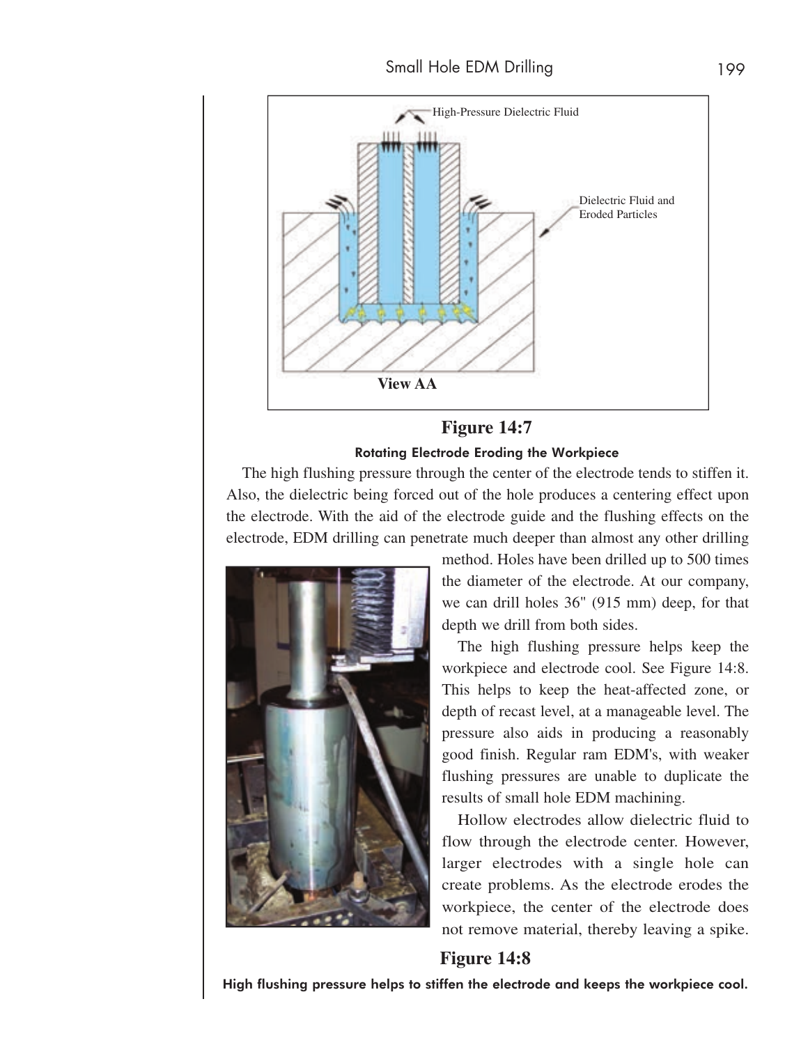High-Pressure Dielectric Fluid

Dielectric Fluid and Eroded Particles

View AA

**Figure 14:7**

**Rotating Electrode Eroding the Workpiece**

The high flushing pressure through the center of the electrode tends to stiffen it. Also, the dielectric being forced out of the hole produces a centering effect upon the electrode. With the aid of the electrode guide and the flushing effects on the electrode, EDM drilling can penetrate much deeper than almost any other drilling method. Holes have been drilled up to 500 times the diameter of the electrode. At our company, we can drill holes 36" (915 mm) deep, for that depth we drill from both sides.

The high flushing pressure helps keep the workpiece and electrode cool. See Figure 14:8. This helps to keep the heat-affected zone, or depth of recast level, at a manageable level. The pressure also aids in producing a reasonably good finish. Regular ram EDM's, with weaker flushing pressures are unable to duplicate the results of small hole EDM machining.

Hollow electrodes allow dielectric fluid to flow through the electrode center. However, larger electrodes with a single hole can create problems. As the electrode erodes the workpiece, the center of the electrode does not remove material, thereby leaving a spike.

**Figure 14:8**

**High flushing pressure helps to stiffen the electrode and keeps the workpiece cool.**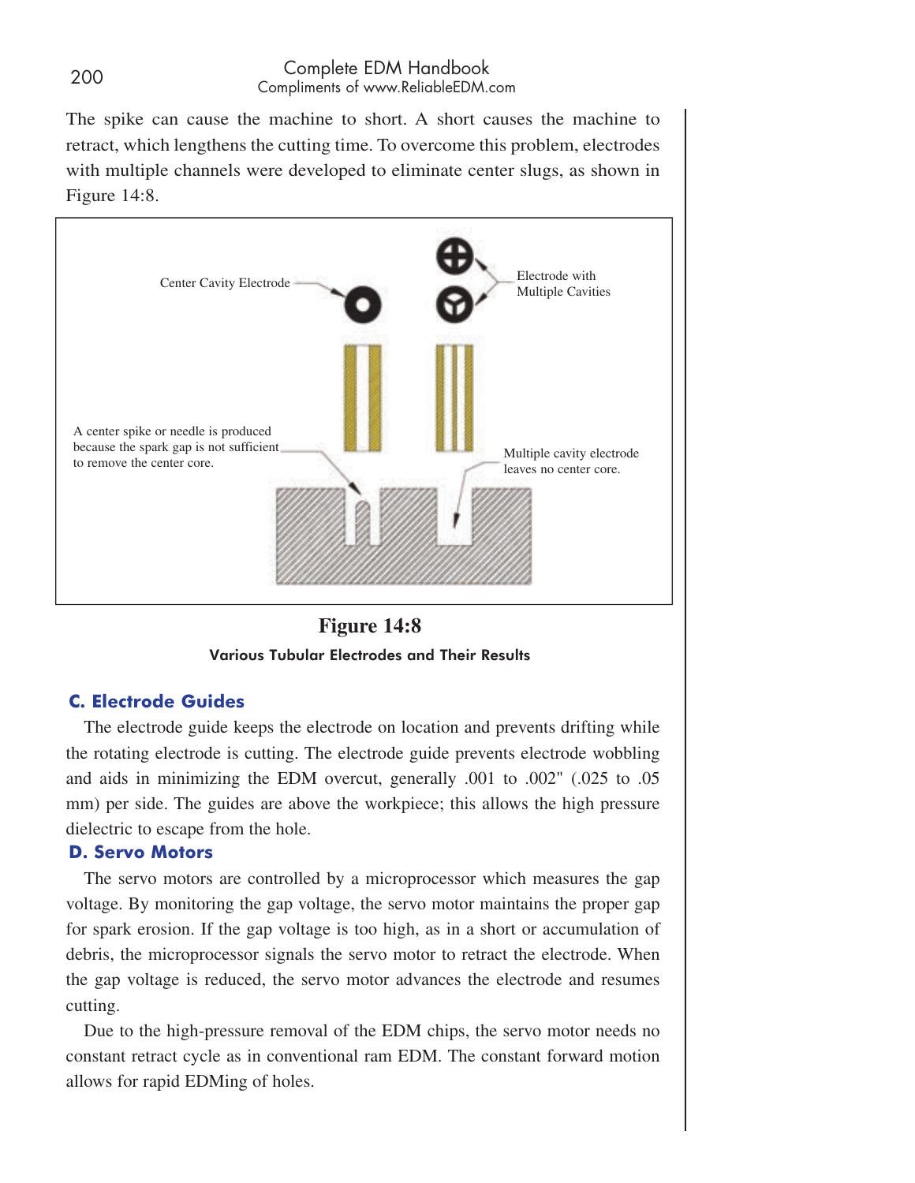The spike can cause the machine to short. A short causes the machine to retract, which lengthens the cutting time. To overcome this problem, electrodes with multiple channels were developed to eliminate center slugs, as shown in Figure 14:8.

Center Cavity Electrode

Electrode with Multiple Cavities

A center spike or needle is produced because the spark gap is not sufficient to remove the center core.

Multiple cavity electrode leaves no center core.

**Figure 14:8**

**Various Tubular Electrodes and Their Results**

## C. Electrode Guides

The electrode guide keeps the electrode on location and prevents drifting while the rotating electrode is cutting. The electrode guide prevents electrode wobbling and aids in minimizing the EDM overcut, generally .001 to .002" (.025 to .05 mm) per side. The guides are above the workpiece; this allows the high pressure dielectric to escape from the hole.

## D. Servo Motors

The servo motors are controlled by a microprocessor which measures the gap voltage. By monitoring the gap voltage, the servo motor maintains the proper gap for spark erosion. If the gap voltage is too high, as in a short or accumulation of debris, the microprocessor signals the servo motor to retract the electrode. When the gap voltage is reduced, the servo motor advances the electrode and resumes cutting.

Due to the high-pressure removal of the EDM chips, the servo motor needs no constant retract cycle as in conventional ram EDM. The constant forward motion allows for rapid EDMing of holes.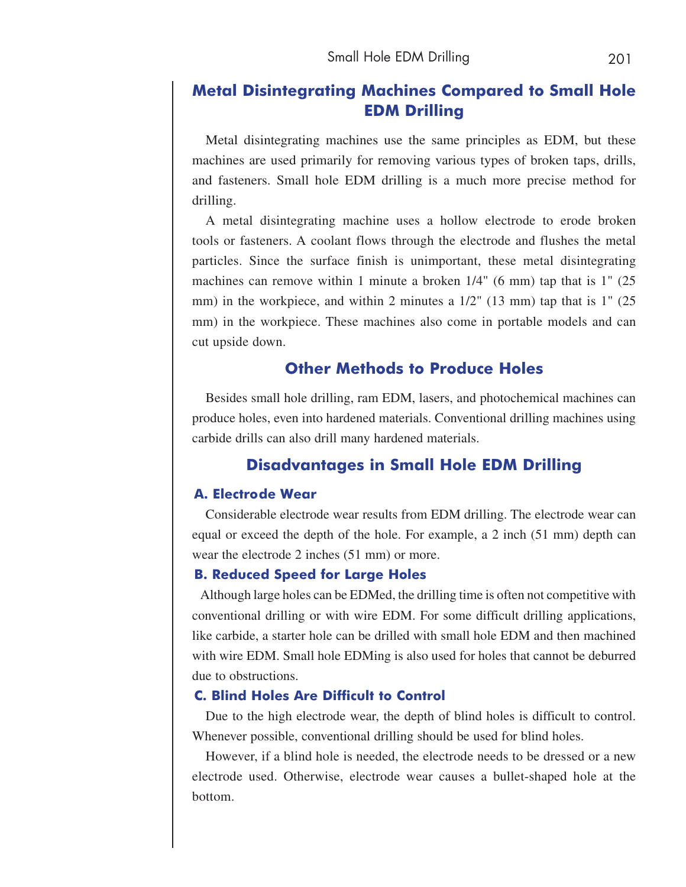## Metal Disintegrating Machines Compared to Small Hole EDM Drilling

Metal disintegrating machines use the same principles as EDM, but these machines are used primarily for removing various types of broken taps, drills, and fasteners. Small hole EDM drilling is a much more precise method for drilling.

A metal disintegrating machine uses a hollow electrode to erode broken tools or fasteners. A coolant flows through the electrode and flushes the metal particles. Since the surface finish is unimportant, these metal disintegrating machines can remove within 1 minute a broken 1/4" (6 mm) tap that is 1" (25 mm) in the workpiece, and within 2 minutes a 1/2" (13 mm) tap that is 1" (25 mm) in the workpiece. These machines also come in portable models and can cut upside down.

## Other Methods to Produce Holes

Besides small hole drilling, ram EDM, lasers, and photochemical machines can produce holes, even into hardened materials. Conventional drilling machines using carbide drills can also drill many hardened materials.

## Disadvantages in Small Hole EDM Drilling

### A. Electrode Wear

Considerable electrode wear results from EDM drilling. The electrode wear can equal or exceed the depth of the hole. For example, a 2 inch (51 mm) depth can wear the electrode 2 inches (51 mm) or more.

### B. Reduced Speed for Large Holes

Although large holes can be EDMed, the drilling time is often not competitive with conventional drilling or with wire EDM. For some difficult drilling applications, like carbide, a starter hole can be drilled with small hole EDM and then machined with wire EDM. Small hole EDMing is also used for holes that cannot be deburred due to obstructions.

### C. Blind Holes Are Difficult to Control

Due to the high electrode wear, the depth of blind holes is difficult to control. Whenever possible, conventional drilling should be used for blind holes.

However, if a blind hole is needed, the electrode needs to be dressed or a new electrode used. Otherwise, electrode wear causes a bullet-shaped hole at the bottom.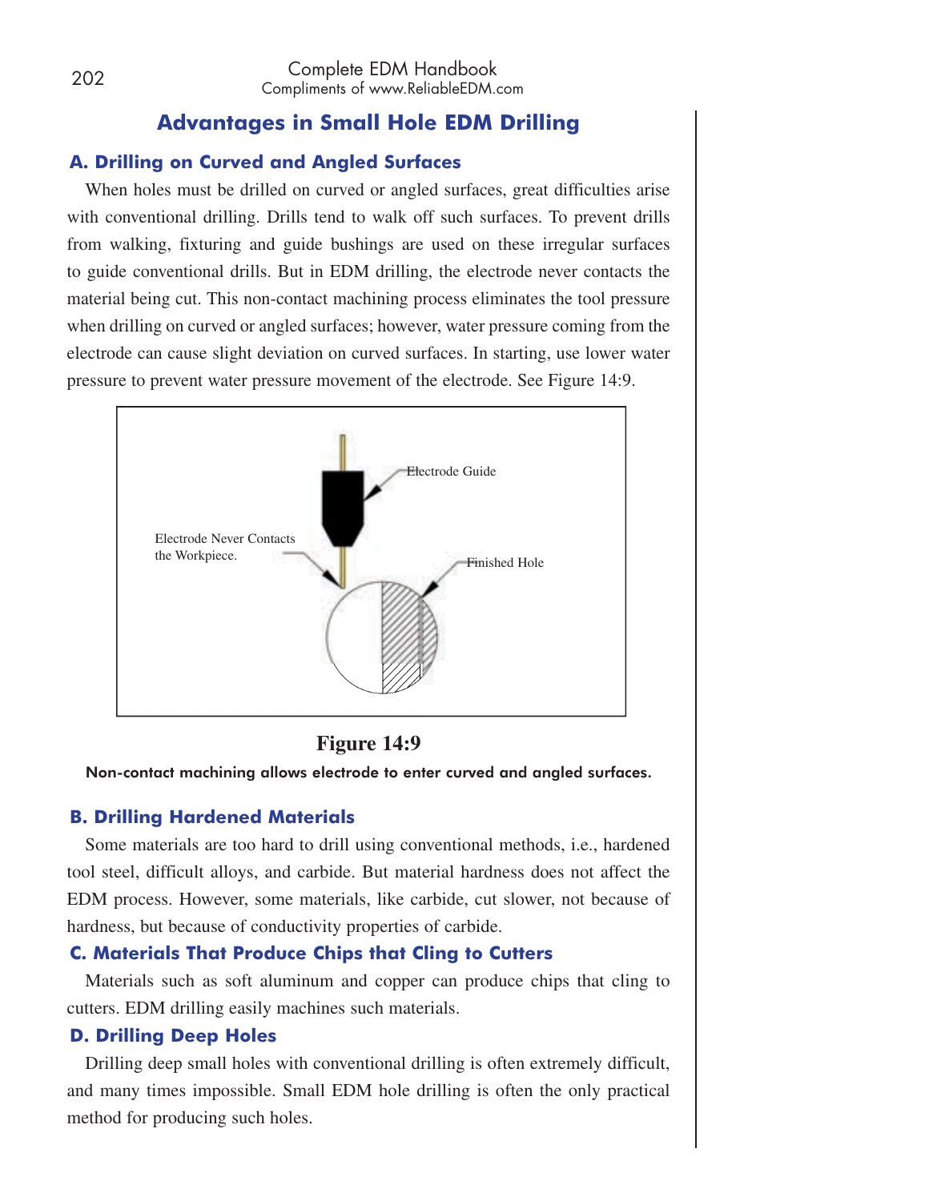## Advantages in Small Hole EDM Drilling

### A. Drilling on Curved and Angled Surfaces

When holes must be drilled on curved or angled surfaces, great difficulties arise with conventional drilling. Drills tend to walk off such surfaces. To prevent drills from walking, fixturing and guide bushings are used on these irregular surfaces to guide conventional drills. But in EDM drilling, the electrode never contacts the material being cut. This non-contact machining process eliminates the tool pressure when drilling on curved or angled surfaces; however, water pressure coming from the electrode can cause slight deviation on curved surfaces. In starting, use lower water pressure to prevent water pressure movement of the electrode. See Figure 14:9.

Electrode Guide

Electrode Never Contacts the Workpiece.

Finished Hole

**Figure 14:9**

**Non-contact machining allows electrode to enter curved and angled surfaces.**

### B. Drilling Hardened Materials

Some materials are too hard to drill using conventional methods, i.e., hardened tool steel, difficult alloys, and carbide. But material hardness does not affect the EDM process. However, some materials, like carbide, cut slower, not because of hardness, but because of conductivity properties of carbide.

### C. Materials That Produce Chips that Cling to Cutters

Materials such as soft aluminum and copper can produce chips that cling to cutters. EDM drilling easily machines such materials.

### D. Drilling Deep Holes

Drilling deep small holes with conventional drilling is often extremely difficult, and many times impossible. Small EDM hole drilling is often the only practical method for producing such holes.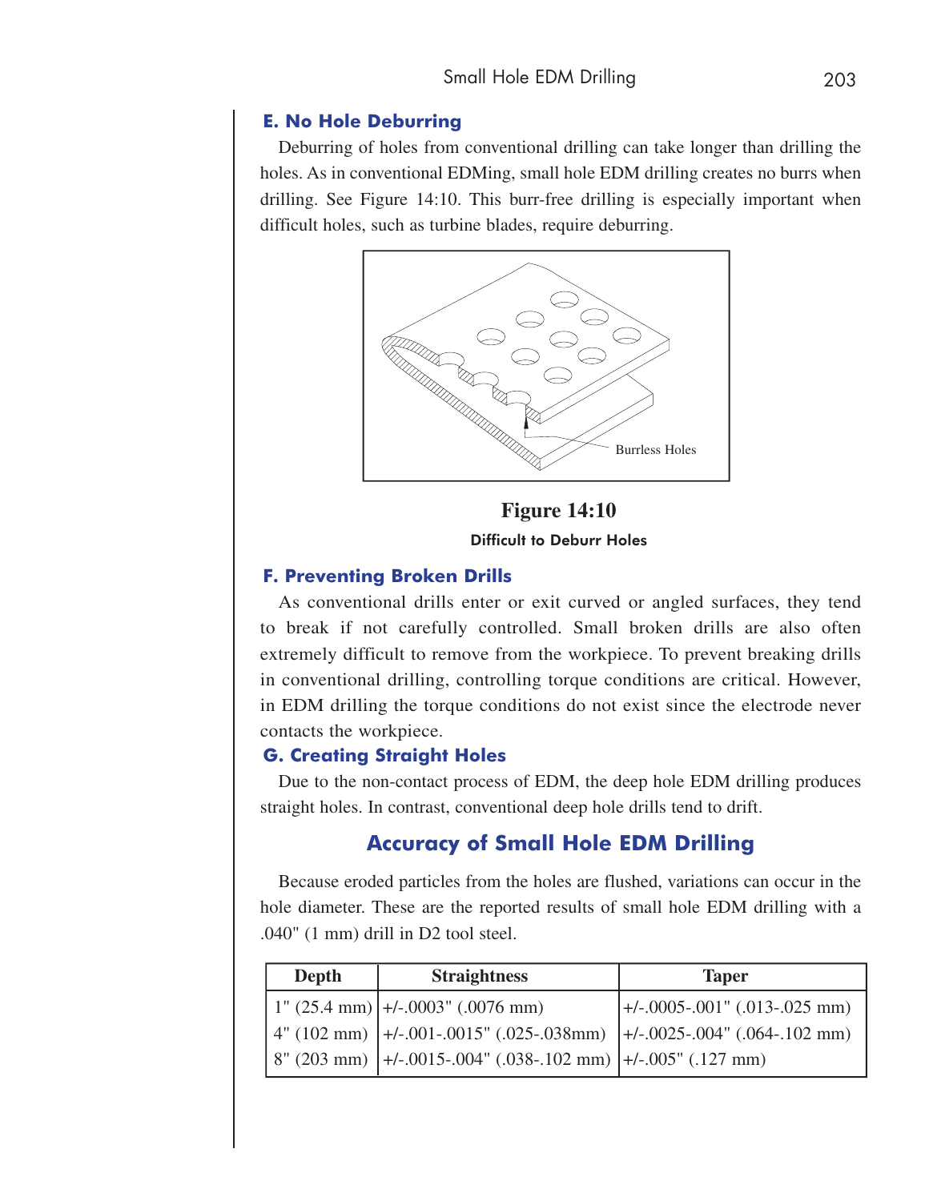### E. No Hole Deburring

Deburring of holes from conventional drilling can take longer than drilling the holes. As in conventional EDMing, small hole EDM drilling creates no burrs when drilling. See Figure 14:10. This burr-free drilling is especially important when difficult holes, such as turbine blades, require deburring.

Burrless Holes

**Figure 14:10**

**Difficult to Deburr Holes**

### F. Preventing Broken Drills

As conventional drills enter or exit curved or angled surfaces, they tend to break if not carefully controlled. Small broken drills are also often extremely difficult to remove from the workpiece. To prevent breaking drills in conventional drilling, controlling torque conditions are critical. However, in EDM drilling the torque conditions do not exist since the electrode never contacts the workpiece.

### G. Creating Straight Holes

Due to the non-contact process of EDM, the deep hole EDM drilling produces straight holes. In contrast, conventional deep hole drills tend to drift.

## Accuracy of Small Hole EDM Drilling

Because eroded particles from the holes are flushed, variations can occur in the hole diameter. These are the reported results of small hole EDM drilling with a .040" (1 mm) drill in D2 tool steel.

| Depth | Straightness | Taper |
|---|---|---|
| 1" (25.4 mm) | +/-.0003" (.0076 mm) | +/-.0005-.001" (.013-.025 mm) |
| 4" (102 mm) | +/-.001-.0015" (.025-.038mm) | +/-.0025-.004" (.064-.102 mm) |
| 8" (203 mm) | +/-.0015-.004" (.038-.102 mm) | +/-.005" (.127 mm) |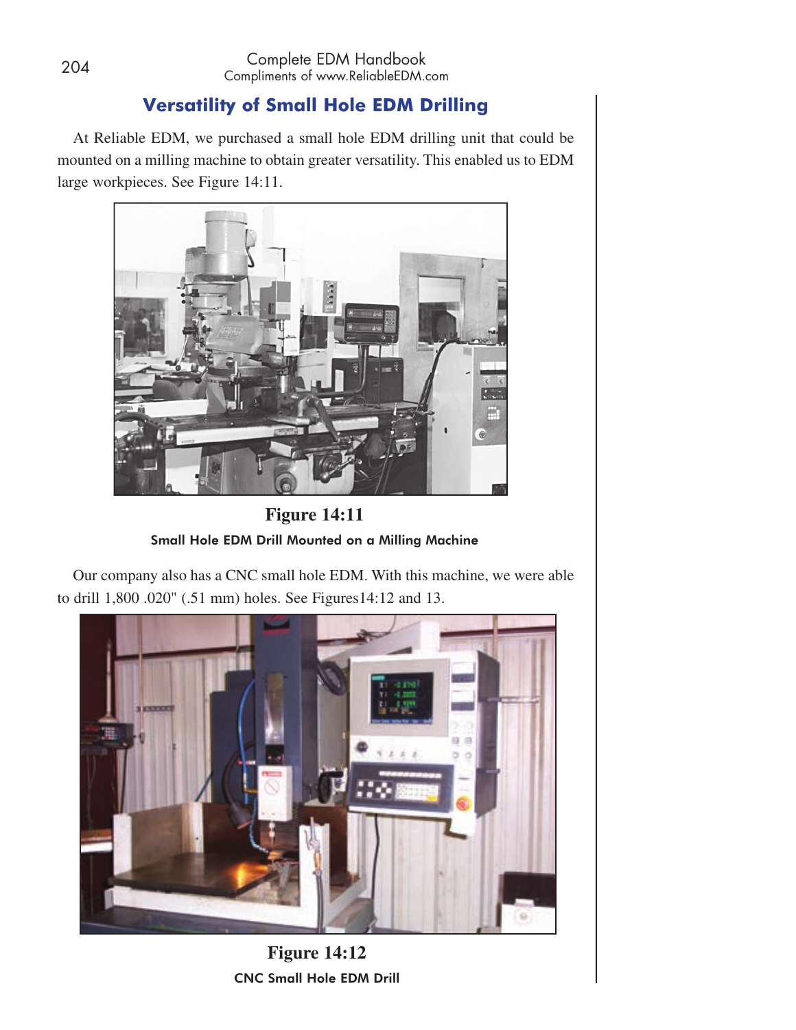## Versatility of Small Hole EDM Drilling

At Reliable EDM, we purchased a small hole EDM drilling unit that could be mounted on a milling machine to obtain greater versatility. This enabled us to EDM large workpieces. See Figure 14:11.

**Figure 14:11**

Small Hole EDM Drill Mounted on a Milling Machine

Our company also has a CNC small hole EDM. With this machine, we were able to drill 1,800 .020" (.51 mm) holes. See Figures14:12 and 13.

**Figure 14:12**

CNC Small Hole EDM Drill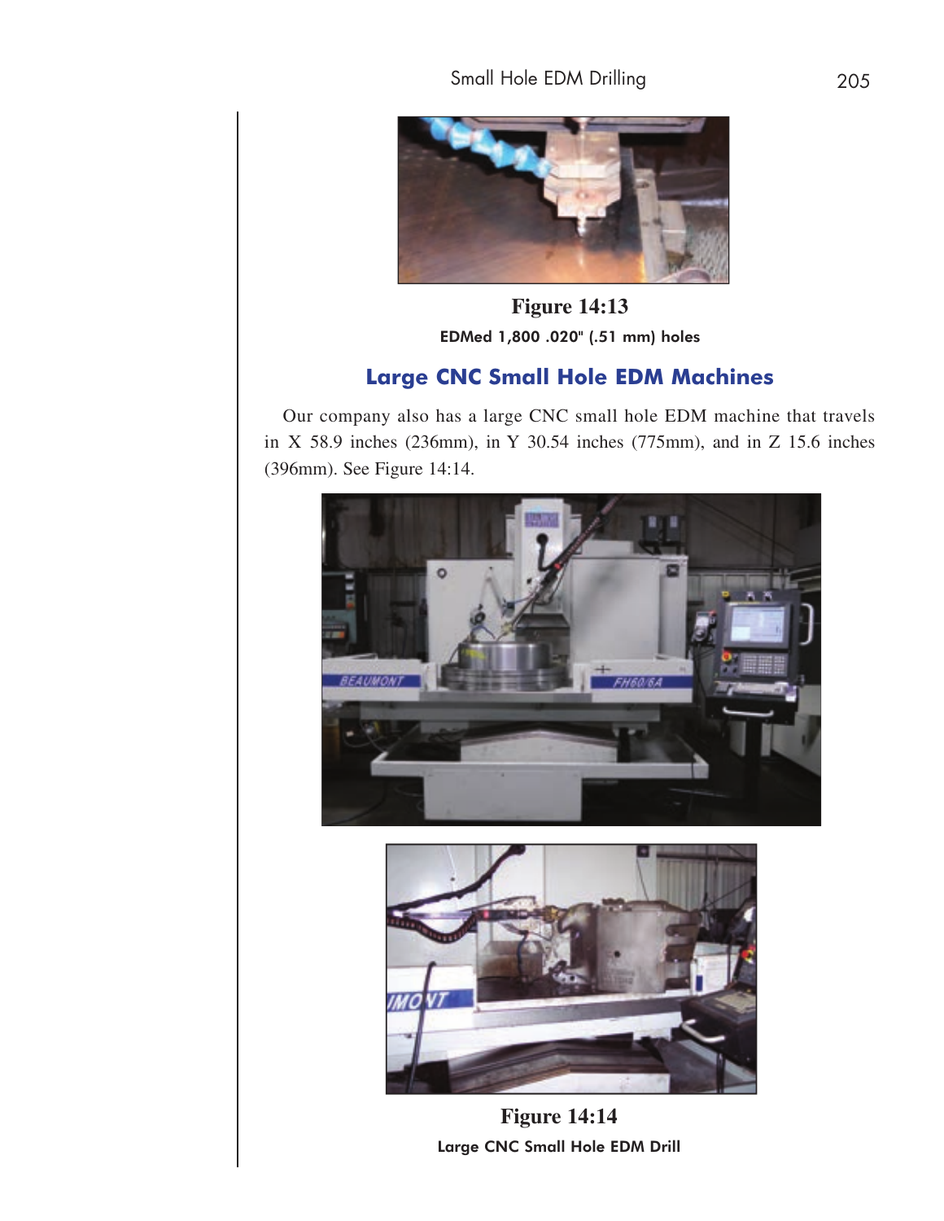**Figure 14:13**

**EDMed 1,800 .020" (.51 mm) holes**

## Large CNC Small Hole EDM Machines

Our company also has a large CNC small hole EDM machine that travels in X 58.9 inches (236mm), in Y 30.54 inches (775mm), and in Z 15.6 inches (396mm). See Figure 14:14.

**Figure 14:14**

**Large CNC Small Hole EDM Drill**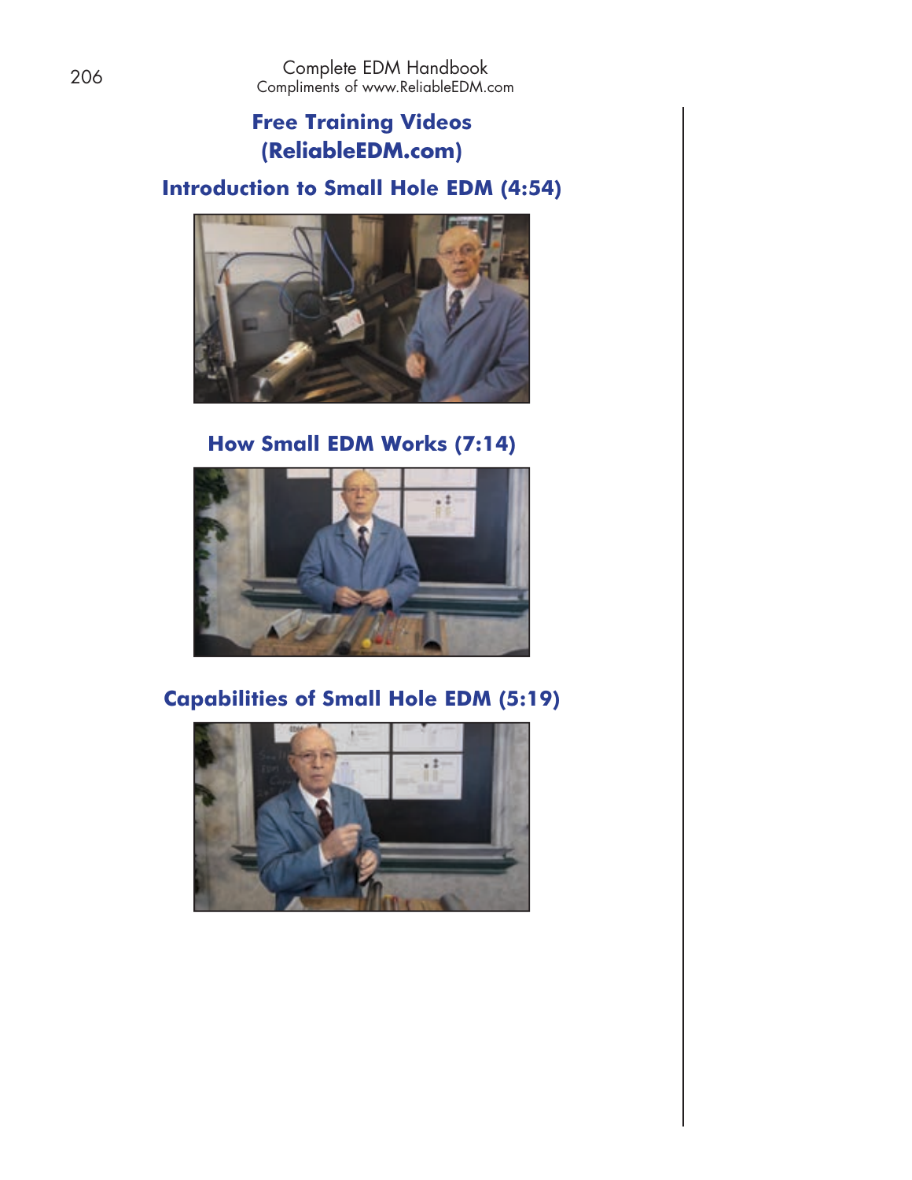## Free Training Videos (ReliableEDM.com)

### Introduction to Small Hole EDM (4:54)

### How Small EDM Works (7:14)

### Capabilities of Small Hole EDM (5:19)